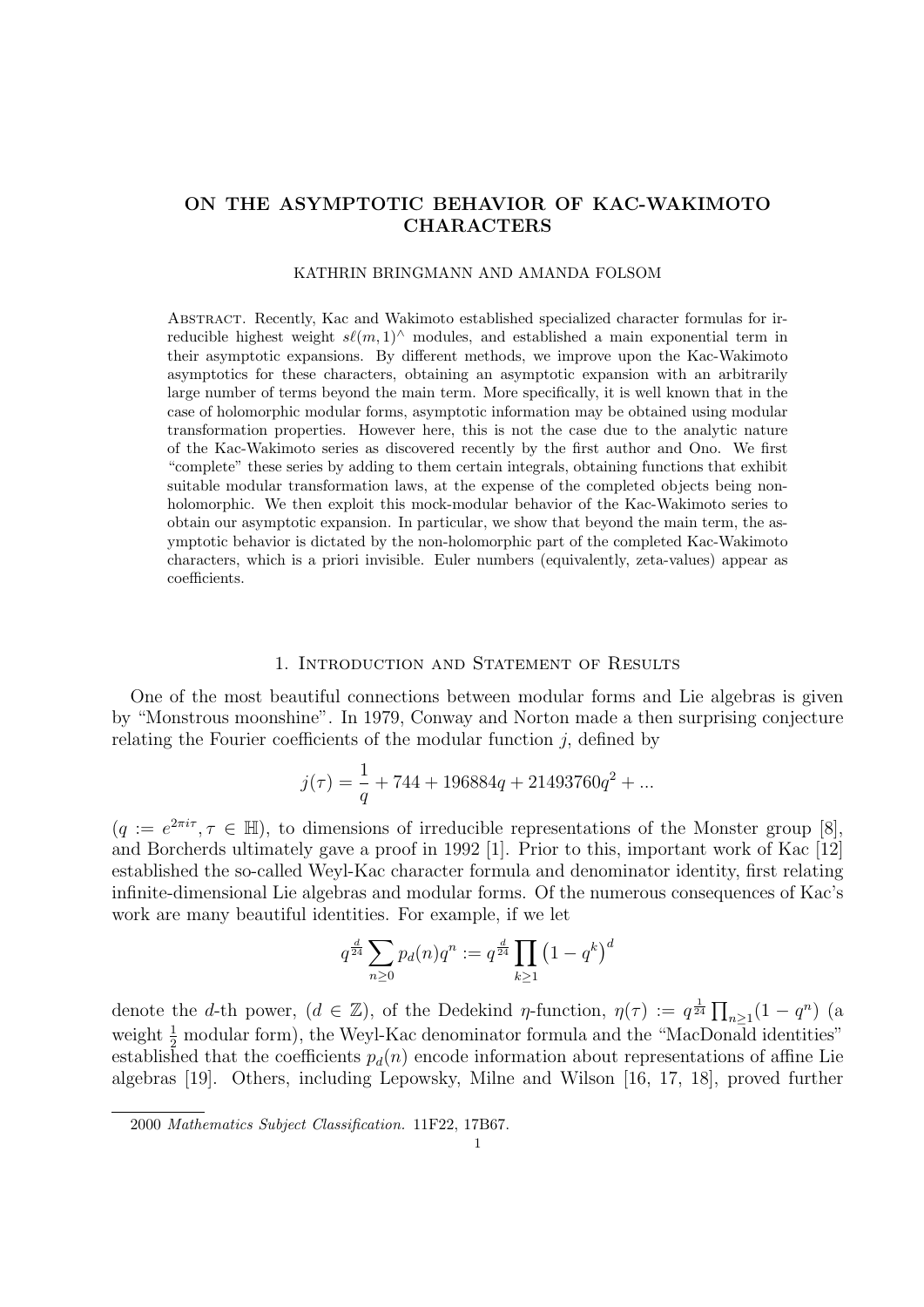# ON THE ASYMPTOTIC BEHAVIOR OF KAC-WAKIMOTO CHARACTERS

KATHRIN BRINGMANN AND AMANDA FOLSOM

Abstract. Recently, Kac and Wakimoto established specialized character formulas for irreducible highest weight $s\ell(m,1)^\wedge$ modules, and established a main exponential term in their asymptotic expansions. By different methods, we improve upon the Kac-Wakimoto asymptotics for these characters, obtaining an asymptotic expansion with an arbitrarily large number of terms beyond the main term. More specifically, it is well known that in the case of holomorphic modular forms, asymptotic information may be obtained using modular transformation properties. However here, this is not the case due to the analytic nature of the Kac-Wakimoto series as discovered recently by the first author and Ono. We first "complete" these series by adding to them certain integrals, obtaining functions that exhibit suitable modular transformation laws, at the expense of the completed objects being non-holomorphic. We then exploit this mock-modular behavior of the Kac-Wakimoto series to obtain our asymptotic expansion. In particular, we show that beyond the main term, the asymptotic behavior is dictated by the non-holomorphic part of the completed Kac-Wakimoto characters, which is a priori invisible. Euler numbers (equivalently, zeta-values) appear as coefficients.

## 1. Introduction and Statement of Results

One of the most beautiful connections between modular forms and Lie algebras is given by "Monstrous moonshine". In 1979, Conway and Norton made a then surprising conjecture relating the Fourier coefficients of the modular function $j$, defined by

$$j(\tau) = \frac{1}{q} + 744 + 196884q + 21493760q^2 + ...$$

($q := e^{2\pi i\tau}, \tau \in \mathbb{H}$), to dimensions of irreducible representations of the Monster group [8], and Borcherds ultimately gave a proof in 1992 [1]. Prior to this, important work of Kac [12] established the so-called Weyl-Kac character formula and denominator identity, first relating infinite-dimensional Lie algebras and modular forms. Of the numerous consequences of Kac's work are many beautiful identities. For example, if we let

$$q^{\frac{d}{24}} \sum_{n\geq 0} p_d(n) q^n := q^{\frac{d}{24}} \prod_{k\geq 1} \left(1-q^k\right)^d$$

denote the $d$-th power, ($d \in \mathbb{Z}$), of the Dedekind $\eta$-function, $\eta(\tau) := q^{\frac{1}{24}} \prod_{n\geq 1}(1-q^n)$ (a weight $\frac{1}{2}$ modular form), the Weyl-Kac denominator formula and the "MacDonald identities" established that the coefficients $p_d(n)$ encode information about representations of affine Lie algebras [19]. Others, including Lepowsky, Milne and Wilson [16, 17, 18], proved further

2000 *Mathematics Subject Classification.* 11F22, 17B67.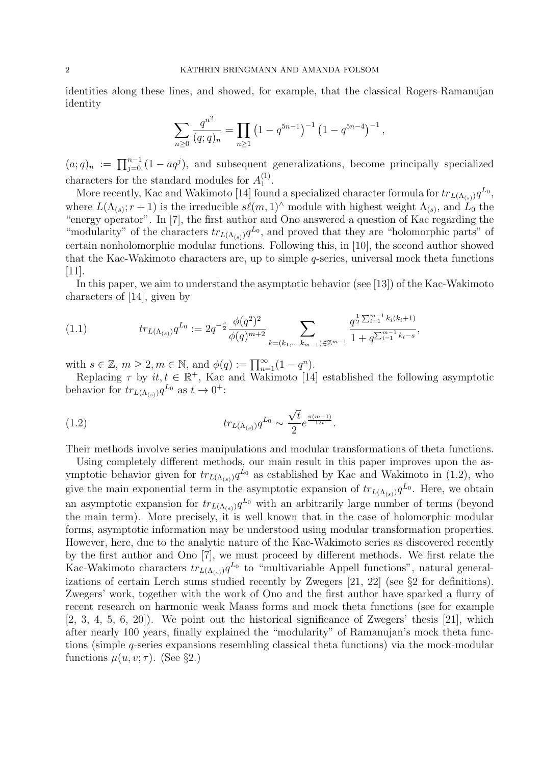identities along these lines, and showed, for example, that the classical Rogers-Ramanujan identity

$$\sum_{n\geq 0}\frac{q^{n^2}}{(q;q)_n}=\prod_{n\geq 1}\left(1-q^{5n-1}\right)^{-1}\left(1-q^{5n-4}\right)^{-1},$$

$(a;q)_n := \prod_{j=0}^{n-1}(1-aq^j)$, and subsequent generalizations, become principally specialized characters for the standard modules for $A_1^{(1)}$.

More recently, Kac and Wakimoto [14] found a specialized character formula for $tr_{L(\Lambda_{(s)})}q^{L_0}$, where $L(\Lambda_{(s)}; r+1)$ is the irreducible $s\ell(m,1)^\wedge$ module with highest weight $\Lambda_{(s)}$, and $L_0$ the "energy operator". In [7], the first author and Ono answered a question of Kac regarding the "modularity" of the characters $tr_{L(\Lambda_{(s)})}q^{L_0}$, and proved that they are "holomorphic parts" of certain nonholomorphic modular functions. Following this, in [10], the second author showed that the Kac-Wakimoto characters are, up to simple $q$-series, universal mock theta functions [11].

In this paper, we aim to understand the asymptotic behavior (see [13]) of the Kac-Wakimoto characters of [14], given by

$$tr_{L(\Lambda_{(s)})}q^{L_0} := 2q^{-\frac{s}{2}}\frac{\phi(q^2)^2}{\phi(q)^{m+2}}\sum_{k=(k_1,\ldots,k_{m-1})\in\mathbb{Z}^{m-1}}\frac{q^{\frac{1}{2}\sum_{i=1}^{m-1}k_i(k_i+1)}}{1+q^{\sum_{i=1}^{m-1}k_i-s}}, \tag{1.1}$$

with $s\in\mathbb{Z}$, $m\geq 2, m\in\mathbb{N}$, and $\phi(q) := \prod_{n=1}^{\infty}(1-q^n)$.

Replacing $\tau$ by $it, t\in\mathbb{R}^+$, Kac and Wakimoto [14] established the following asymptotic behavior for $tr_{L(\Lambda_{(s)})}q^{L_0}$ as $t\to 0^+$:

$$tr_{L(\Lambda_{(s)})}q^{L_0} \sim \frac{\sqrt{t}}{2}e^{\frac{\pi(m+1)}{12t}}. \tag{1.2}$$

Their methods involve series manipulations and modular transformations of theta functions.

Using completely different methods, our main result in this paper improves upon the asymptotic behavior given for $tr_{L(\Lambda_{(s)})}q^{L_0}$ as established by Kac and Wakimoto in (1.2), who give the main exponential term in the asymptotic expansion of $tr_{L(\Lambda_{(s)})}q^{L_0}$. Here, we obtain an asymptotic expansion for $tr_{L(\Lambda_{(s)})}q^{L_0}$ with an arbitrarily large number of terms (beyond the main term). More precisely, it is well known that in the case of holomorphic modular forms, asymptotic information may be understood using modular transformation properties. However, here, due to the analytic nature of the Kac-Wakimoto series as discovered recently by the first author and Ono [7], we must proceed by different methods. We first relate the Kac-Wakimoto characters $tr_{L(\Lambda_{(s)})}q^{L_0}$ to "multivariable Appell functions", natural generalizations of certain Lerch sums studied recently by Zwegers [21, 22] (see §2 for definitions). Zwegers' work, together with the work of Ono and the first author have sparked a flurry of recent research on harmonic weak Maass forms and mock theta functions (see for example [2, 3, 4, 5, 6, 20]). We point out the historical significance of Zwegers' thesis [21], which after nearly 100 years, finally explained the "modularity" of Ramanujan's mock theta functions (simple $q$-series expansions resembling classical theta functions) via the mock-modular functions $\mu(u,v;\tau)$. (See §2.)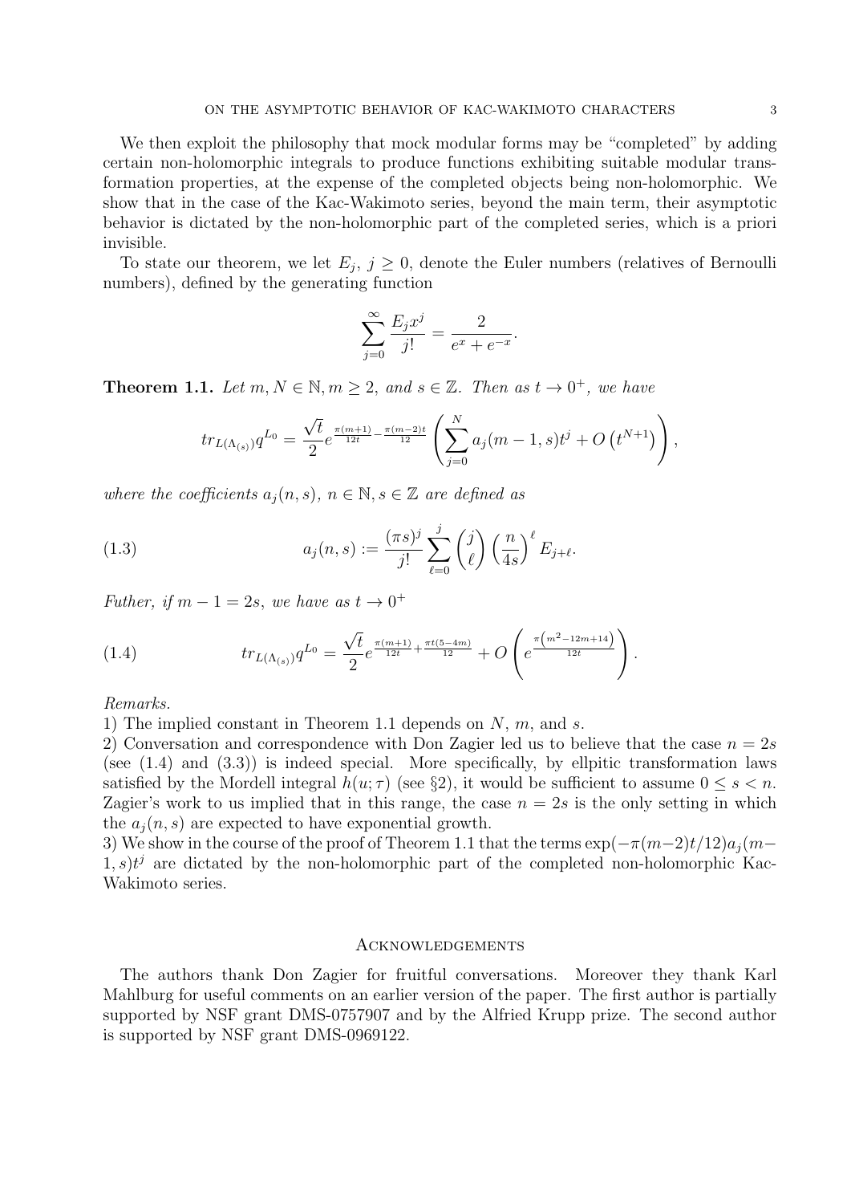We then exploit the philosophy that mock modular forms may be "completed" by adding certain non-holomorphic integrals to produce functions exhibiting suitable modular transformation properties, at the expense of the completed objects being non-holomorphic. We show that in the case of the Kac-Wakimoto series, beyond the main term, their asymptotic behavior is dictated by the non-holomorphic part of the completed series, which is a priori invisible.

To state our theorem, we let $E_j$, $j \geq 0$, denote the Euler numbers (relatives of Bernoulli numbers), defined by the generating function

$$\sum_{j=0}^{\infty} \frac{E_j x^j}{j!} = \frac{2}{e^x + e^{-x}}.$$

**Theorem 1.1.** *Let $m, N \in \mathbb{N}, m \geq 2$, and $s \in \mathbb{Z}$. Then as $t \to 0^+$, we have*

$$tr_{L(\Lambda_{(s)})} q^{L_0} = \frac{\sqrt{t}}{2} e^{\frac{\pi(m+1)}{12t} - \frac{\pi(m-2)t}{12}} \left( \sum_{j=0}^{N} a_j(m-1, s) t^j + O\left(t^{N+1}\right) \right),$$

*where the coefficients $a_j(n, s)$, $n \in \mathbb{N}, s \in \mathbb{Z}$ are defined as*

$$a_j(n, s) := \frac{(\pi s)^j}{j!} \sum_{\ell=0}^{j} \binom{j}{\ell} \left( \frac{n}{4s} \right)^{\ell} E_{j+\ell}. \tag{1.3}$$

*Futher, if $m - 1 = 2s$, we have as $t \to 0^+$*

$$tr_{L(\Lambda_{(s)})} q^{L_0} = \frac{\sqrt{t}}{2} e^{\frac{\pi(m+1)}{12t} + \frac{\pi t(5-4m)}{12}} + O\left( e^{\frac{\pi\left(m^2 - 12m + 14\right)}{12t}} \right). \tag{1.4}$$

*Remarks.*

1) The implied constant in Theorem 1.1 depends on $N$, $m$, and $s$.

2) Conversation and correspondence with Don Zagier led us to believe that the case $n = 2s$ (see (1.4) and (3.3)) is indeed special. More specifically, by ellpitic transformation laws satisfied by the Mordell integral $h(u; \tau)$ (see §2), it would be sufficient to assume $0 \leq s < n$. Zagier's work to us implied that in this range, the case $n = 2s$ is the only setting in which the $a_j(n, s)$ are expected to have exponential growth.

3) We show in the course of the proof of Theorem 1.1 that the terms $\exp(-\pi(m-2)t/12) a_j(m-1, s) t^j$ are dictated by the non-holomorphic part of the completed non-holomorphic Kac-Wakimoto series.

## Acknowledgements

The authors thank Don Zagier for fruitful conversations. Moreover they thank Karl Mahlburg for useful comments on an earlier version of the paper. The first author is partially supported by NSF grant DMS-0757907 and by the Alfried Krupp prize. The second author is supported by NSF grant DMS-0969122.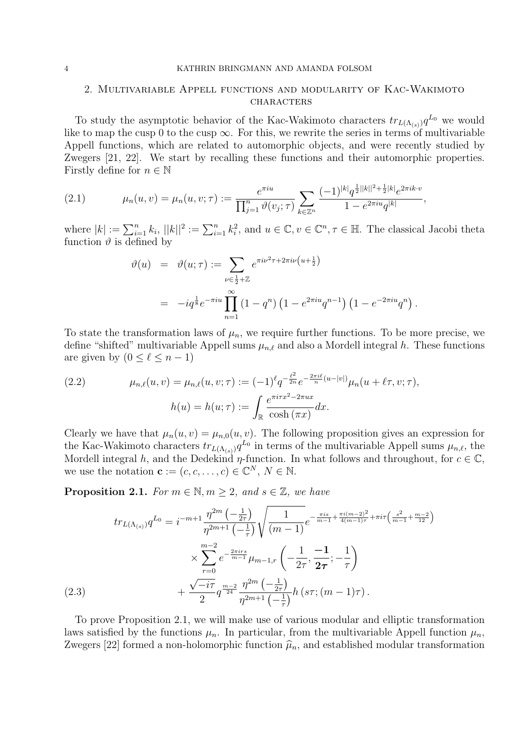## 2. Multivariable Appell functions and modularity of Kac-Wakimoto characters

To study the asymptotic behavior of the Kac-Wakimoto characters $tr_{L(\Lambda_{(s)})}q^{L_0}$ we would like to map the cusp 0 to the cusp $\infty$. For this, we rewrite the series in terms of multivariable Appell functions, which are related to automorphic objects, and were recently studied by Zwegers [21, 22]. We start by recalling these functions and their automorphic properties. Firstly define for $n \in \mathbb{N}$

$$\mu_n(u,v) = \mu_n(u,v;\tau) := \frac{e^{\pi i u}}{\prod_{j=1}^{n} \vartheta(v_j;\tau)} \sum_{k \in \mathbb{Z}^n} \frac{(-1)^{|k|} q^{\frac{1}{2}||k||^2 + \frac{1}{2}|k|} e^{2\pi i k \cdot v}}{1 - e^{2\pi i u} q^{|k|}}, \tag{2.1}$$

where $|k| := \sum_{i=1}^{n} k_i$, $||k||^2 := \sum_{i=1}^{n} k_i^2$, and $u \in \mathbb{C}, v \in \mathbb{C}^n, \tau \in \mathbb{H}$. The classical Jacobi theta function $\vartheta$ is defined by

$$\begin{aligned}
\vartheta(u) &= \vartheta(u;\tau) := \sum_{\nu \in \frac{1}{2}+\mathbb{Z}} e^{\pi i \nu^2 \tau + 2\pi i \nu \left(u + \frac{1}{2}\right)} \\
&= -i q^{\frac{1}{8}} e^{-\pi i u} \prod_{n=1}^{\infty} \left(1 - q^n\right)\left(1 - e^{2\pi i u} q^{n-1}\right)\left(1 - e^{-2\pi i u} q^n\right).
\end{aligned}$$

To state the transformation laws of $\mu_n$, we require further functions. To be more precise, we define "shifted" multivariable Appell sums $\mu_{n,\ell}$ and also a Mordell integral $h$. These functions are given by $(0 \leq \ell \leq n-1)$

$$\mu_{n,\ell}(u,v) = \mu_{n,\ell}(u,v;\tau) := (-1)^{\ell} q^{-\frac{\ell^2}{2n}} e^{-\frac{2\pi i \ell}{n}(u - |v|)} \mu_n(u + \ell\tau, v; \tau), \tag{2.2}$$

$$h(u) = h(u;\tau) := \int_{\mathbb{R}} \frac{e^{\pi i \tau x^2 - 2\pi u x}}{\cosh(\pi x)} dx.$$

Clearly we have that $\mu_n(u,v) = \mu_{n,0}(u,v)$. The following proposition gives an expression for the Kac-Wakimoto characters $tr_{L(\Lambda_{(s)})}q^{L_0}$ in terms of the multivariable Appell sums $\mu_{n,\ell}$, the Mordell integral $h$, and the Dedekind $\eta$-function. In what follows and throughout, for $c \in \mathbb{C}$, we use the notation $\mathbf{c} := (c, c, \ldots, c) \in \mathbb{C}^N$, $N \in \mathbb{N}$.

**Proposition 2.1.** *For $m \in \mathbb{N}, m \geq 2$, and $s \in \mathbb{Z}$, we have*

$$\begin{aligned}
tr_{L(\Lambda_{(s)})}q^{L_0} = {} & i^{-m+1} \frac{\eta^{2m}\left(-\frac{1}{2\tau}\right)}{\eta^{2m+1}\left(-\frac{1}{\tau}\right)} \sqrt{\frac{1}{(m-1)}} e^{-\frac{\pi i s}{m-1} + \frac{\pi i (m-2)^2}{4(m-1)\tau} + \pi i \tau\left(\frac{s^2}{m-1} + \frac{m-2}{12}\right)} \\
& \times \sum_{r=0}^{m-2} e^{-\frac{2\pi i r s}{m-1}} \mu_{m-1,r}\left(-\frac{1}{2\tau}, \boldsymbol{\frac{-1}{2\tau}}; -\frac{1}{\tau}\right) \\
& + \frac{\sqrt{-i\tau}}{2} q^{\frac{m-2}{24}} \frac{\eta^{2m}\left(-\frac{1}{2\tau}\right)}{\eta^{2m+1}\left(-\frac{1}{\tau}\right)} h\left(s\tau; (m-1)\tau\right).
\end{aligned} \tag{2.3}$$

To prove Proposition 2.1, we will make use of various modular and elliptic transformation laws satisfied by the functions $\mu_n$. In particular, from the multivariable Appell function $\mu_n$, Zwegers [22] formed a non-holomorphic function $\widehat{\mu}_n$, and established modular transformation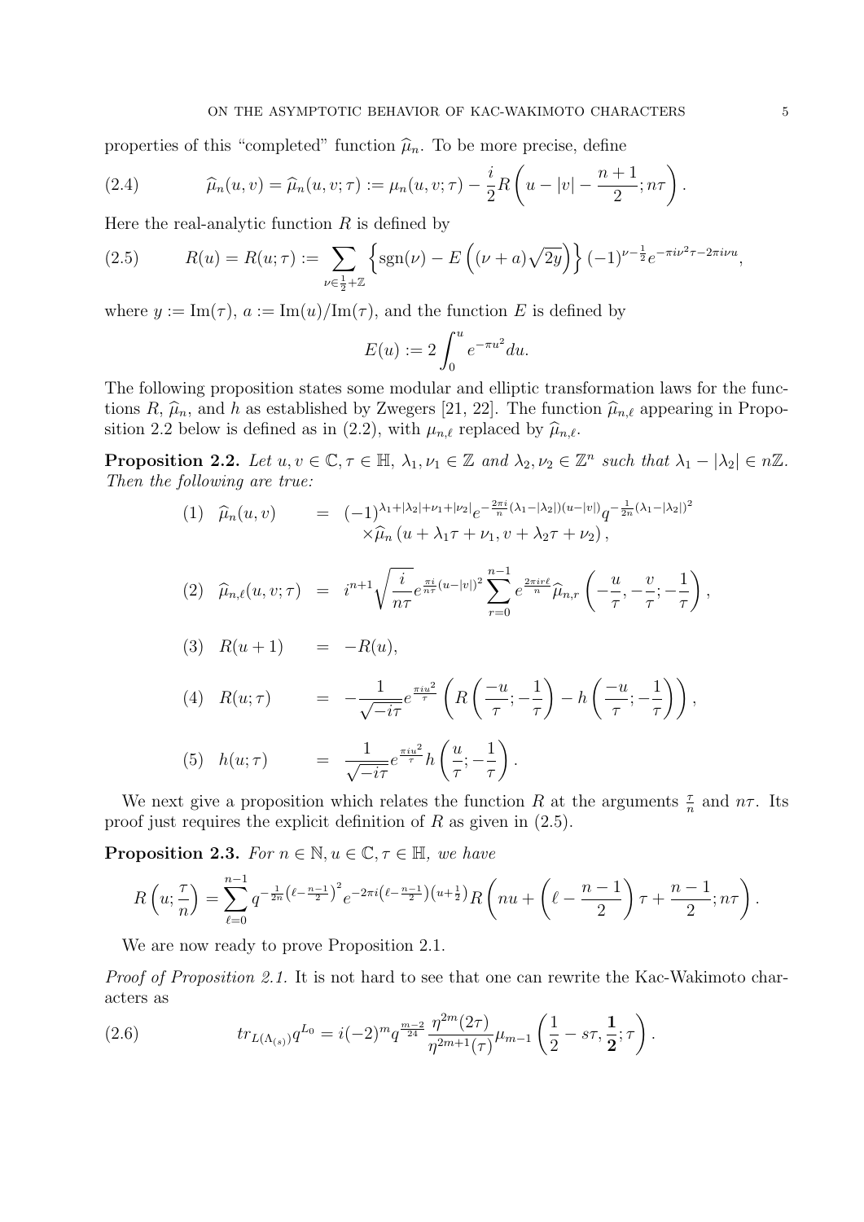properties of this "completed" function $\widehat{\mu}_n$. To be more precise, define

$$
\widehat{\mu}_n(u,v) = \widehat{\mu}_n(u,v;\tau) := \mu_n(u,v;\tau) - \frac{i}{2} R\left(u - |v| - \frac{n+1}{2}; n\tau\right). \tag{2.4}
$$

Here the real-analytic function $R$ is defined by

$$
R(u) = R(u;\tau) := \sum_{\nu \in \frac{1}{2}+\mathbb{Z}} \left\{ \operatorname{sgn}(\nu) - E\left((\nu + a)\sqrt{2y}\right) \right\} (-1)^{\nu - \frac{1}{2}} e^{-\pi i \nu^2 \tau - 2\pi i \nu u}, \tag{2.5}
$$

where $y := \operatorname{Im}(\tau)$, $a := \operatorname{Im}(u)/\operatorname{Im}(\tau)$, and the function $E$ is defined by

$$
E(u) := 2\int_0^u e^{-\pi u^2} du.
$$

The following proposition states some modular and elliptic transformation laws for the functions $R$, $\widehat{\mu}_n$, and $h$ as established by Zwegers [21, 22]. The function $\widehat{\mu}_{n,\ell}$ appearing in Proposition 2.2 below is defined as in (2.2), with $\mu_{n,\ell}$ replaced by $\widehat{\mu}_{n,\ell}$.

**Proposition 2.2.** *Let $u, v \in \mathbb{C}, \tau \in \mathbb{H}$, $\lambda_1, \nu_1 \in \mathbb{Z}$ and $\lambda_2, \nu_2 \in \mathbb{Z}^n$ such that $\lambda_1 - |\lambda_2| \in n\mathbb{Z}$. Then the following are true:*

$$
\begin{aligned}
(1)\quad \widehat{\mu}_n(u,v) \quad &= \quad (-1)^{\lambda_1 + |\lambda_2| + \nu_1 + |\nu_2|} e^{-\frac{2\pi i}{n}(\lambda_1 - |\lambda_2|)(u - |v|)} q^{-\frac{1}{2n}(\lambda_1 - |\lambda_2|)^2} \\
&\quad \times \widehat{\mu}_n\left(u + \lambda_1 \tau + \nu_1, v + \lambda_2 \tau + \nu_2\right),
\end{aligned}
$$

$$
(2)\quad \widehat{\mu}_{n,\ell}(u,v;\tau) \quad = \quad i^{n+1}\sqrt{\frac{i}{n\tau}} e^{\frac{\pi i}{n\tau}(u-|v|)^2} \sum_{r=0}^{n-1} e^{\frac{2\pi i r \ell}{n}} \widehat{\mu}_{n,r}\left(-\frac{u}{\tau}, -\frac{v}{\tau}; -\frac{1}{\tau}\right),
$$

$$
(3)\quad R(u+1) \quad = \quad -R(u),
$$

$$
(4)\quad R(u;\tau) \quad = \quad -\frac{1}{\sqrt{-i\tau}} e^{\frac{\pi i u^2}{\tau}} \left( R\left(\frac{-u}{\tau}; -\frac{1}{\tau}\right) - h\left(\frac{-u}{\tau}; -\frac{1}{\tau}\right) \right),
$$

$$
(5)\quad h(u;\tau) \quad = \quad \frac{1}{\sqrt{-i\tau}} e^{\frac{\pi i u^2}{\tau}} h\left(\frac{u}{\tau}; -\frac{1}{\tau}\right).
$$

We next give a proposition which relates the function $R$ at the arguments $\frac{\tau}{n}$ and $n\tau$. Its proof just requires the explicit definition of $R$ as given in (2.5).

**Proposition 2.3.** *For $n \in \mathbb{N}, u \in \mathbb{C}, \tau \in \mathbb{H}$, we have*

$$
R\left(u; \frac{\tau}{n}\right) = \sum_{\ell=0}^{n-1} q^{-\frac{1}{2n}\left(\ell - \frac{n-1}{2}\right)^2} e^{-2\pi i \left(\ell - \frac{n-1}{2}\right)\left(u + \frac{1}{2}\right)} R\left(nu + \left(\ell - \frac{n-1}{2}\right)\tau + \frac{n-1}{2}; n\tau\right).
$$

We are now ready to prove Proposition 2.1.

*Proof of Proposition 2.1.* It is not hard to see that one can rewrite the Kac-Wakimoto characters as

$$
tr_{L(\Lambda_{(s)})} q^{L_0} = i(-2)^m q^{\frac{m-2}{24}} \frac{\eta^{2m}(2\tau)}{\eta^{2m+1}(\tau)} \mu_{m-1}\left(\frac{1}{2} - s\tau, \mathbf{\frac{1}{2}}; \tau\right). \tag{2.6}
$$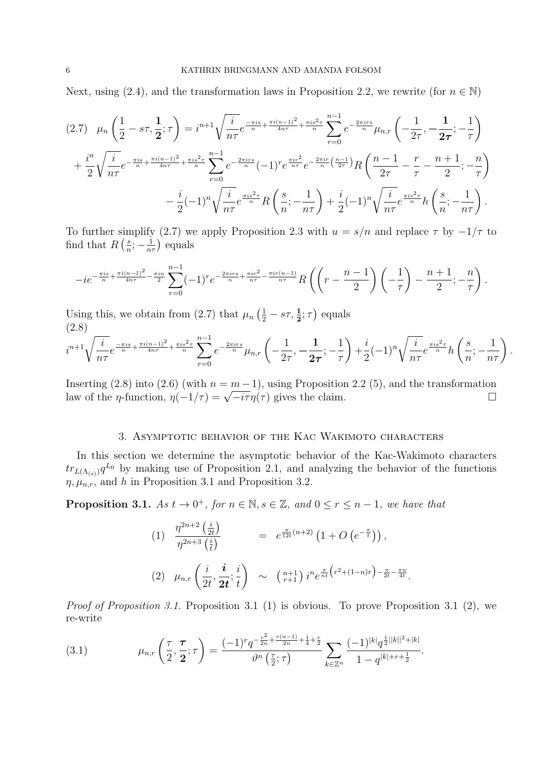Next, using (2.4), and the transformation laws in Proposition 2.2, we rewrite (for $n \in \mathbb{N}$)

$$
(2.7)\quad \mu_n\left(\frac{1}{2} - s\tau, \frac{\mathbf{1}}{\mathbf{2}}; \tau\right) = i^{n+1}\sqrt{\frac{i}{n\tau}} e^{\frac{-\pi i s}{n} + \frac{\pi i (n-1)^2}{4n\tau} + \frac{\pi i s^2 \tau}{n}} \sum_{r=0}^{n-1} e^{-\frac{2\pi i r s}{n}} \mu_{n,r}\left(-\frac{1}{2\tau}, -\frac{\mathbf{1}}{\mathbf{2\tau}}; -\frac{1}{\tau}\right)
$$

$$
+ \frac{i^n}{2}\sqrt{\frac{i}{n\tau}} e^{-\frac{\pi i s}{n} + \frac{\pi i (n-1)^2}{4n\tau} + \frac{\pi i s^2 \tau}{n}} \sum_{r=0}^{n-1} e^{-\frac{2\pi i r s}{n}} (-1)^r e^{\frac{\pi i r^2}{n\tau}} e^{-\frac{2\pi i r}{n}\left(\frac{n-1}{2\tau}\right)} R\left(\frac{n-1}{2\tau} - \frac{r}{\tau} - \frac{n+1}{2}; -\frac{n}{\tau}\right)
$$

$$
- \frac{i}{2}(-1)^n \sqrt{\frac{i}{n\tau}} e^{\frac{\pi i s^2 \tau}{n}} R\left(\frac{s}{n}; -\frac{1}{n\tau}\right) + \frac{i}{2}(-1)^n \sqrt{\frac{i}{n\tau}} e^{\frac{\pi i s^2 \tau}{n}} h\left(\frac{s}{n}; -\frac{1}{n\tau}\right).
$$

To further simplify (2.7) we apply Proposition 2.3 with $u = s/n$ and replace $\tau$ by $-1/\tau$ to find that $R\left(\frac{s}{n}; -\frac{1}{n\tau}\right)$ equals

$$
-ie^{-\frac{\pi i s}{n} + \frac{\pi i (n-1)^2}{4n\tau} - \frac{\pi i n}{2}} \sum_{r=0}^{n-1} (-1)^r e^{-\frac{2\pi i r s}{n} + \frac{\pi i r^2}{n\tau} - \frac{\pi i r (n-1)}{n\tau}} R\left(\left(r - \frac{n-1}{2}\right)\left(-\frac{1}{\tau}\right) - \frac{n+1}{2}; -\frac{n}{\tau}\right).
$$

Using this, we obtain from (2.7) that $\mu_n\left(\frac{1}{2} - s\tau, \frac{\mathbf{1}}{\mathbf{2}}; \tau\right)$ equals

$$
(2.8)\quad i^{n+1}\sqrt{\frac{i}{n\tau}} e^{\frac{-\pi i s}{n} + \frac{\pi i (n-1)^2}{4n\tau} + \frac{\pi i s^2 \tau}{n}} \sum_{r=0}^{n-1} e^{-\frac{2\pi i r s}{n}} \mu_{n,r}\left(-\frac{1}{2\tau}, -\frac{\mathbf{1}}{\mathbf{2\tau}}; -\frac{1}{\tau}\right) + \frac{i}{2}(-1)^n \sqrt{\frac{i}{n\tau}} e^{\frac{\pi i s^2 \tau}{n}} h\left(\frac{s}{n}; -\frac{1}{n\tau}\right).
$$

Inserting (2.8) into (2.6) (with $n = m-1$), using Proposition 2.2 (5), and the transformation law of the $\eta$-function, $\eta(-1/\tau) = \sqrt{-i\tau}\,\eta(\tau)$ gives the claim. $\square$

## 3. Asymptotic behavior of the Kac Wakimoto characters

In this section we determine the asymptotic behavior of the Kac-Wakimoto characters $tr_{L(\Lambda_{(s)})} q^{L_0}$ by making use of Proposition 2.1, and analyzing the behavior of the functions $\eta, \mu_{n,r}$, and $h$ in Proposition 3.1 and Proposition 3.2.

**Proposition 3.1.** *As $t \to 0^+$, for $n \in \mathbb{N}, s \in \mathbb{Z}$, and $0 \le r \le n-1$, we have that*

$$
(1)\quad \frac{\eta^{2n+2}\left(\frac{i}{2t}\right)}{\eta^{2n+3}\left(\frac{i}{t}\right)} = e^{\frac{\pi}{12t}(n+2)}\left(1 + O\left(e^{-\frac{\pi}{t}}\right)\right),
$$

$$
(2)\quad \mu_{n,r}\left(\frac{i}{2t}, \frac{\boldsymbol{i}}{\mathbf{2t}}; \frac{i}{t}\right) \sim \binom{n+1}{r+1} i^n e^{\frac{\pi}{nt}\left(r^2 + (1-n)r\right) - \frac{\pi}{2t} - \frac{\pi n}{4t}}.
$$

*Proof of Proposition 3.1.* Proposition 3.1 (1) is obvious. To prove Proposition 3.1 (2), we re-write

$$
(3.1)\qquad \mu_{n,r}\left(\frac{\tau}{2}, \frac{\boldsymbol{\tau}}{\mathbf{2}}; \tau\right) = \frac{(-1)^r q^{-\frac{r^2}{2n} + \frac{r(n-1)}{2n} + \frac{1}{4} + \frac{r}{2}}}{\vartheta^n\left(\frac{\tau}{2}; \tau\right)} \sum_{k \in \mathbb{Z}^n} \frac{(-1)^{|k|} q^{\frac{1}{2}||k||^2 + |k|}}{1 - q^{|k| + r + \frac{1}{2}}}.
$$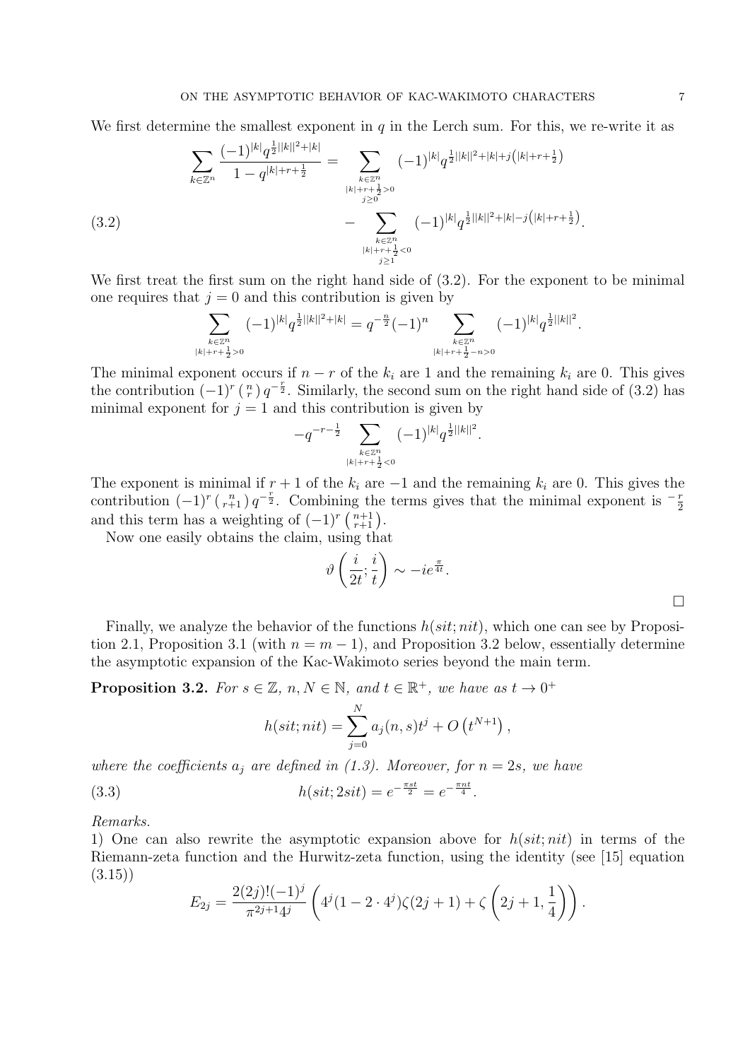We first determine the smallest exponent in $q$ in the Lerch sum. For this, we re-write it as

$$\sum_{k\in\mathbb{Z}^n} \frac{(-1)^{|k|}q^{\frac{1}{2}||k||^2+|k|}}{1-q^{|k|+r+\frac{1}{2}}} = \sum_{\substack{k\in\mathbb{Z}^n \\ |k|+r+\frac{1}{2}>0 \\ j\geq 0}} (-1)^{|k|}q^{\frac{1}{2}||k||^2+|k|+j\left(|k|+r+\frac{1}{2}\right)} \tag{3.2}$$

$$- \sum_{\substack{k\in\mathbb{Z}^n \\ |k|+r+\frac{1}{2}<0 \\ j\geq 1}} (-1)^{|k|}q^{\frac{1}{2}||k||^2+|k|-j\left(|k|+r+\frac{1}{2}\right)}.$$

We first treat the first sum on the right hand side of (3.2). For the exponent to be minimal one requires that $j=0$ and this contribution is given by

$$\sum_{\substack{k\in\mathbb{Z}^n \\ |k|+r+\frac{1}{2}>0}} (-1)^{|k|}q^{\frac{1}{2}||k||^2+|k|} = q^{-\frac{n}{2}}(-1)^n \sum_{\substack{k\in\mathbb{Z}^n \\ |k|+r+\frac{1}{2}-n>0}} (-1)^{|k|}q^{\frac{1}{2}||k||^2}.$$

The minimal exponent occurs if $n-r$ of the $k_i$ are 1 and the remaining $k_i$ are 0. This gives the contribution $(-1)^r\binom{n}{r}q^{-\frac{r}{2}}$. Similarly, the second sum on the right hand side of (3.2) has minimal exponent for $j=1$ and this contribution is given by

$$-q^{-r-\frac{1}{2}} \sum_{\substack{k\in\mathbb{Z}^n \\ |k|+r+\frac{1}{2}<0}} (-1)^{|k|}q^{\frac{1}{2}||k||^2}.$$

The exponent is minimal if $r+1$ of the $k_i$ are $-1$ and the remaining $k_i$ are 0. This gives the contribution $(-1)^r\binom{n}{r+1}q^{-\frac{r}{2}}$. Combining the terms gives that the minimal exponent is $-\frac{r}{2}$ and this term has a weighting of $(-1)^r\binom{n+1}{r+1}$.

Now one easily obtains the claim, using that

$$\vartheta\left(\frac{i}{2t};\frac{i}{t}\right) \sim -ie^{\frac{\pi}{4t}}.$$

$\square$

Finally, we analyze the behavior of the functions $h(sit;nit)$, which one can see by Proposition 2.1, Proposition 3.1 (with $n=m-1$), and Proposition 3.2 below, essentially determine the asymptotic expansion of the Kac-Wakimoto series beyond the main term.

**Proposition 3.2.** *For $s\in\mathbb{Z}$, $n,N\in\mathbb{N}$, and $t\in\mathbb{R}^+$, we have as $t\to 0^+$*

$$h(sit;nit) = \sum_{j=0}^{N} a_j(n,s)t^j + O\left(t^{N+1}\right),$$

*where the coefficients $a_j$ are defined in (1.3). Moreover, for $n=2s$, we have*

$$h(sit;2sit) = e^{-\frac{\pi st}{2}} = e^{-\frac{\pi nt}{4}}. \tag{3.3}$$

*Remarks.*
1) One can also rewrite the asymptotic expansion above for $h(sit;nit)$ in terms of the Riemann-zeta function and the Hurwitz-zeta function, using the identity (see [15] equation (3.15))

$$E_{2j} = \frac{2(2j)!(-1)^j}{\pi^{2j+1}4^j}\left(4^j(1-2\cdot 4^j)\zeta(2j+1)+\zeta\left(2j+1,\frac{1}{4}\right)\right).$$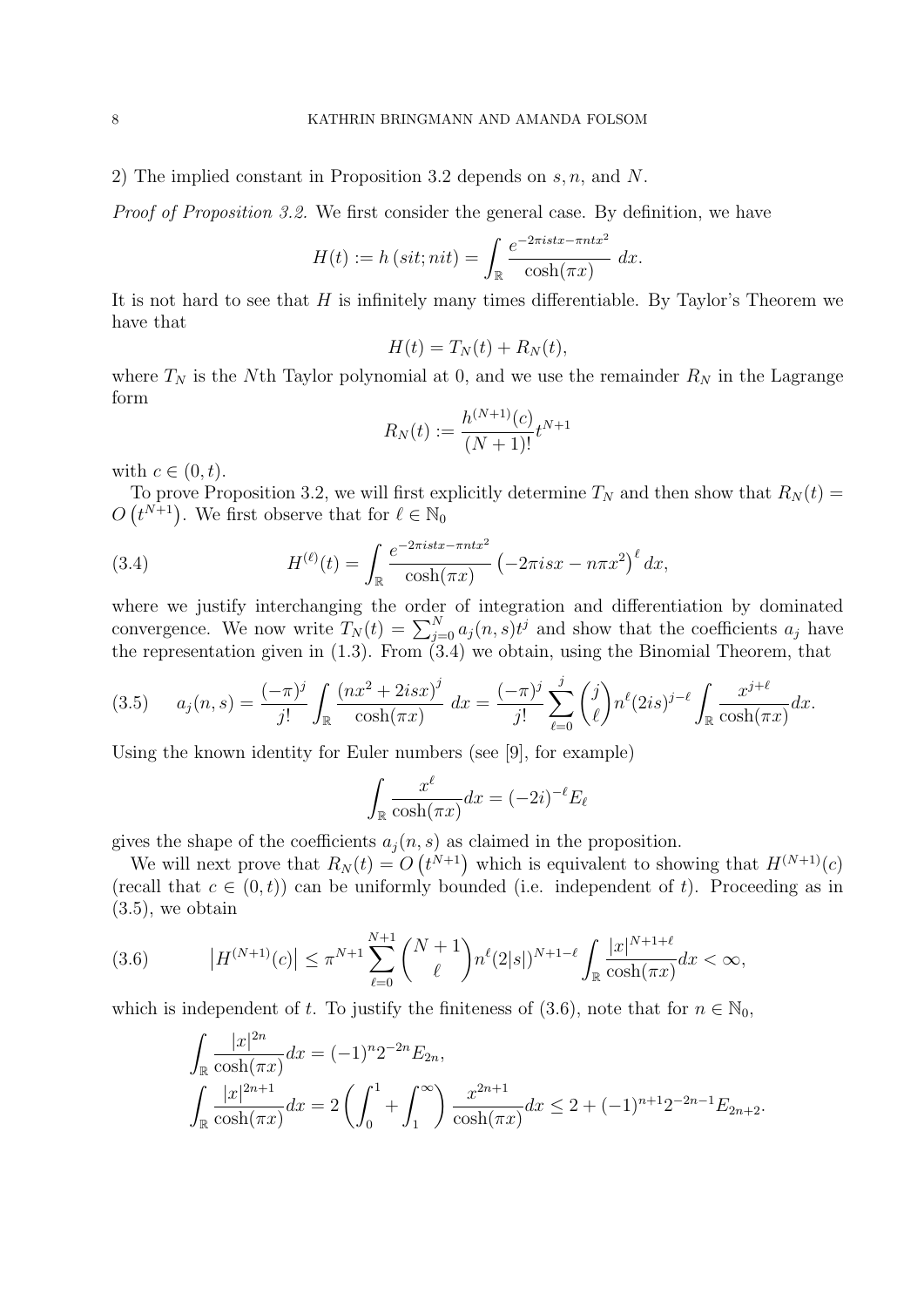2) The implied constant in Proposition 3.2 depends on $s, n$, and $N$.

*Proof of Proposition 3.2.* We first consider the general case. By definition, we have

$$H(t) := h\left(sit; nit\right) = \int_{\mathbb{R}} \frac{e^{-2\pi istx - \pi ntx^2}}{\cosh(\pi x)}\, dx.$$

It is not hard to see that $H$ is infinitely many times differentiable. By Taylor's Theorem we have that

$$H(t) = T_N(t) + R_N(t),$$

where $T_N$ is the $N$th Taylor polynomial at 0, and we use the remainder $R_N$ in the Lagrange form

$$R_N(t) := \frac{h^{(N+1)}(c)}{(N+1)!} t^{N+1}$$

with $c \in (0, t)$.

To prove Proposition 3.2, we will first explicitly determine $T_N$ and then show that $R_N(t) = O\left(t^{N+1}\right)$. We first observe that for $\ell \in \mathbb{N}_0$

$$H^{(\ell)}(t) = \int_{\mathbb{R}} \frac{e^{-2\pi istx - \pi ntx^2}}{\cosh(\pi x)} \left(-2\pi isx - n\pi x^2\right)^\ell dx, \tag{3.4}$$

where we justify interchanging the order of integration and differentiation by dominated convergence. We now write $T_N(t) = \sum_{j=0}^N a_j(n, s) t^j$ and show that the coefficients $a_j$ have the representation given in (1.3). From (3.4) we obtain, using the Binomial Theorem, that

$$a_j(n, s) = \frac{(-\pi)^j}{j!} \int_{\mathbb{R}} \frac{\left(nx^2 + 2isx\right)^j}{\cosh(\pi x)}\, dx = \frac{(-\pi)^j}{j!} \sum_{\ell=0}^{j} \binom{j}{\ell} n^\ell (2is)^{j-\ell} \int_{\mathbb{R}} \frac{x^{j+\ell}}{\cosh(\pi x)} dx. \tag{3.5}$$

Using the known identity for Euler numbers (see [9], for example)

$$\int_{\mathbb{R}} \frac{x^\ell}{\cosh(\pi x)} dx = (-2i)^{-\ell} E_\ell$$

gives the shape of the coefficients $a_j(n, s)$ as claimed in the proposition.

We will next prove that $R_N(t) = O\left(t^{N+1}\right)$ which is equivalent to showing that $H^{(N+1)}(c)$ (recall that $c \in (0, t)$) can be uniformly bounded (i.e. independent of $t$). Proceeding as in (3.5), we obtain

$$\left|H^{(N+1)}(c)\right| \leq \pi^{N+1} \sum_{\ell=0}^{N+1} \binom{N+1}{\ell} n^\ell (2|s|)^{N+1-\ell} \int_{\mathbb{R}} \frac{|x|^{N+1+\ell}}{\cosh(\pi x)} dx < \infty, \tag{3.6}$$

which is independent of $t$. To justify the finiteness of (3.6), note that for $n \in \mathbb{N}_0$,

$$\int_{\mathbb{R}} \frac{|x|^{2n}}{\cosh(\pi x)} dx = (-1)^n 2^{-2n} E_{2n},$$

$$\int_{\mathbb{R}} \frac{|x|^{2n+1}}{\cosh(\pi x)} dx = 2\left(\int_0^1 + \int_1^\infty\right) \frac{x^{2n+1}}{\cosh(\pi x)} dx \leq 2 + (-1)^{n+1} 2^{-2n-1} E_{2n+2}.$$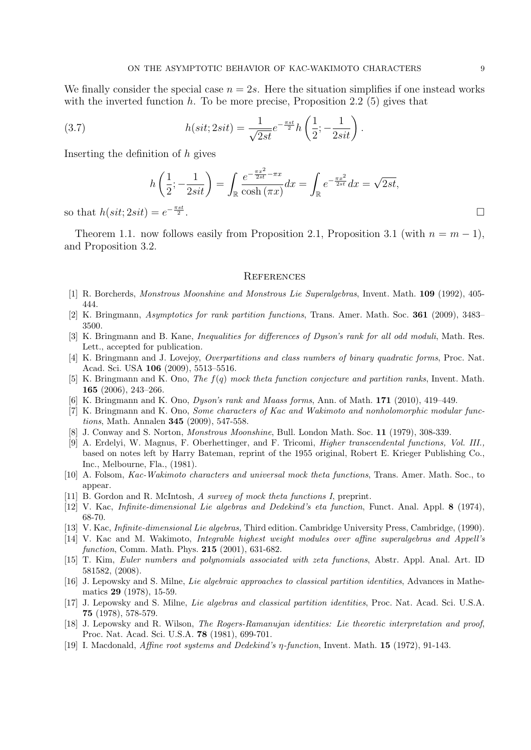We finally consider the special case $n = 2s$. Here the situation simplifies if one instead works with the inverted function $h$. To be more precise, Proposition 2.2 (5) gives that

$$h(sit; 2sit) = \frac{1}{\sqrt{2st}} e^{-\frac{\pi st}{2}} h\left(\frac{1}{2}; -\frac{1}{2sit}\right). \tag{3.7}$$

Inserting the definition of $h$ gives

$$h\left(\frac{1}{2}; -\frac{1}{2sit}\right) = \int_{\mathbb{R}} \frac{e^{-\frac{\pi x^2}{2st} - \pi x}}{\cosh(\pi x)} dx = \int_{\mathbb{R}} e^{-\frac{\pi x^2}{2st}} dx = \sqrt{2st},$$

so that $h(sit; 2sit) = e^{-\frac{\pi st}{2}}$. □

Theorem 1.1. now follows easily from Proposition 2.1, Proposition 3.1 (with $n = m - 1$), and Proposition 3.2.

## References

[1] R. Borcherds, *Monstrous Moonshine and Monstrous Lie Superalgebras*, Invent. Math. **109** (1992), 405-444.

[2] K. Bringmann, *Asymptotics for rank partition functions*, Trans. Amer. Math. Soc. **361** (2009), 3483–3500.

[3] K. Bringmann and B. Kane, *Inequalities for differences of Dyson's rank for all odd moduli*, Math. Res. Lett., accepted for publication.

[4] K. Bringmann and J. Lovejoy, *Overpartitions and class numbers of binary quadratic forms*, Proc. Nat. Acad. Sci. USA **106** (2009), 5513–5516.

[5] K. Bringmann and K. Ono, *The $f(q)$ mock theta function conjecture and partition ranks*, Invent. Math. **165** (2006), 243–266.

[6] K. Bringmann and K. Ono, *Dyson's rank and Maass forms*, Ann. of Math. **171** (2010), 419–449.

[7] K. Bringmann and K. Ono, *Some characters of Kac and Wakimoto and nonholomorphic modular functions*, Math. Annalen **345** (2009), 547-558.

[8] J. Conway and S. Norton, *Monstrous Moonshine*, Bull. London Math. Soc. **11** (1979), 308-339.

[9] A. Erdelyi, W. Magnus, F. Oberhettinger, and F. Tricomi, *Higher transcendental functions, Vol. III.*, based on notes left by Harry Bateman, reprint of the 1955 original, Robert E. Krieger Publishing Co., Inc., Melbourne, Fla., (1981).

[10] A. Folsom, *Kac-Wakimoto characters and universal mock theta functions*, Trans. Amer. Math. Soc., to appear.

[11] B. Gordon and R. McIntosh, *A survey of mock theta functions I*, preprint.

[12] V. Kac, *Infinite-dimensional Lie algebras and Dedekind's eta function*, Funct. Anal. Appl. **8** (1974), 68-70.

[13] V. Kac, *Infinite-dimensional Lie algebras,* Third edition. Cambridge University Press, Cambridge, (1990).

[14] V. Kac and M. Wakimoto, *Integrable highest weight modules over affine superalgebras and Appell's function*, Comm. Math. Phys. **215** (2001), 631-682.

[15] T. Kim, *Euler numbers and polynomials associated with zeta functions*, Abstr. Appl. Anal. Art. ID 581582, (2008).

[16] J. Lepowsky and S. Milne, *Lie algebraic approaches to classical partition identities*, Advances in Mathematics **29** (1978), 15-59.

[17] J. Lepowsky and S. Milne, *Lie algebras and classical partition identities*, Proc. Nat. Acad. Sci. U.S.A. **75** (1978), 578-579.

[18] J. Lepowsky and R. Wilson, *The Rogers-Ramanujan identities: Lie theoretic interpretation and proof*, Proc. Nat. Acad. Sci. U.S.A. **78** (1981), 699-701.

[19] I. Macdonald, *Affine root systems and Dedekind's $\eta$-function*, Invent. Math. **15** (1972), 91-143.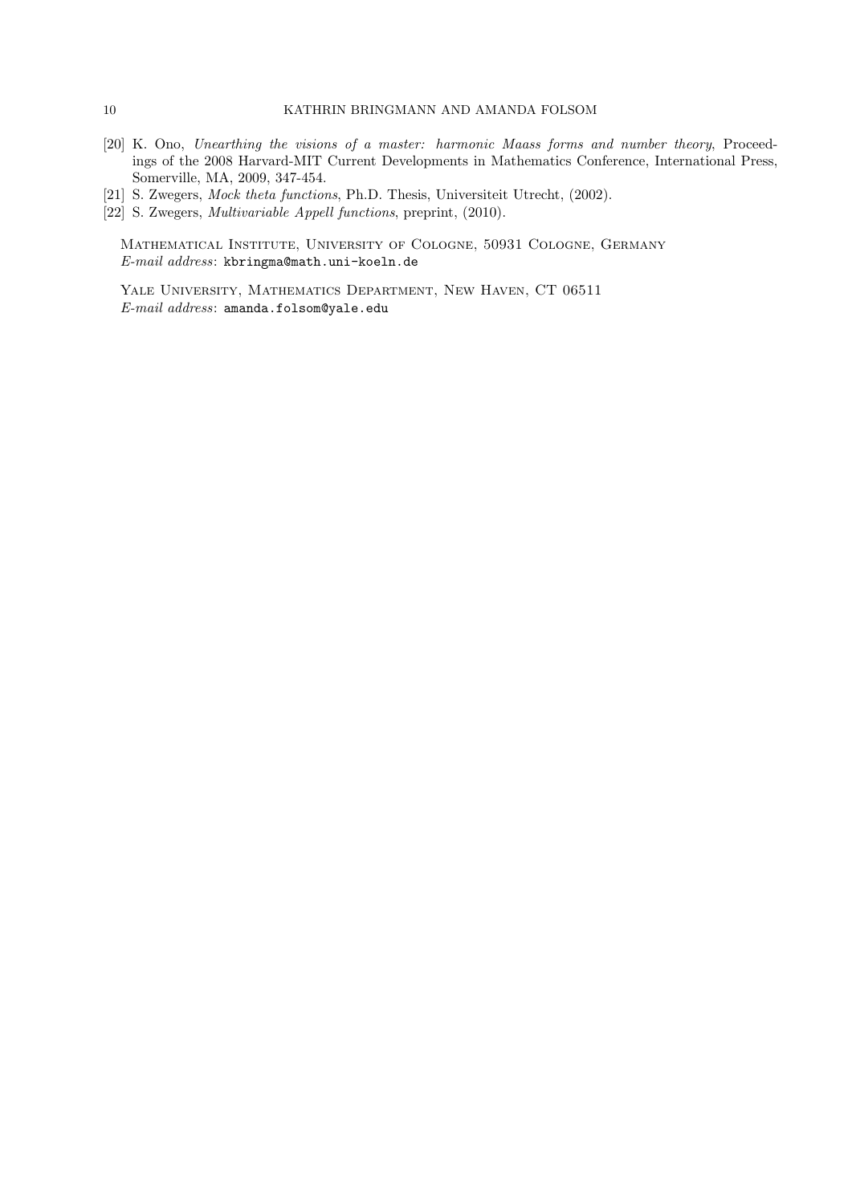[20] K. Ono, *Unearthing the visions of a master: harmonic Maass forms and number theory*, Proceedings of the 2008 Harvard-MIT Current Developments in Mathematics Conference, International Press, Somerville, MA, 2009, 347-454.

[21] S. Zwegers, *Mock theta functions*, Ph.D. Thesis, Universiteit Utrecht, (2002).

[22] S. Zwegers, *Multivariable Appell functions*, preprint, (2010).

Mathematical Institute, University of Cologne, 50931 Cologne, Germany
*E-mail address*: kbringma@math.uni-koeln.de

Yale University, Mathematics Department, New Haven, CT 06511
*E-mail address*: amanda.folsom@yale.edu